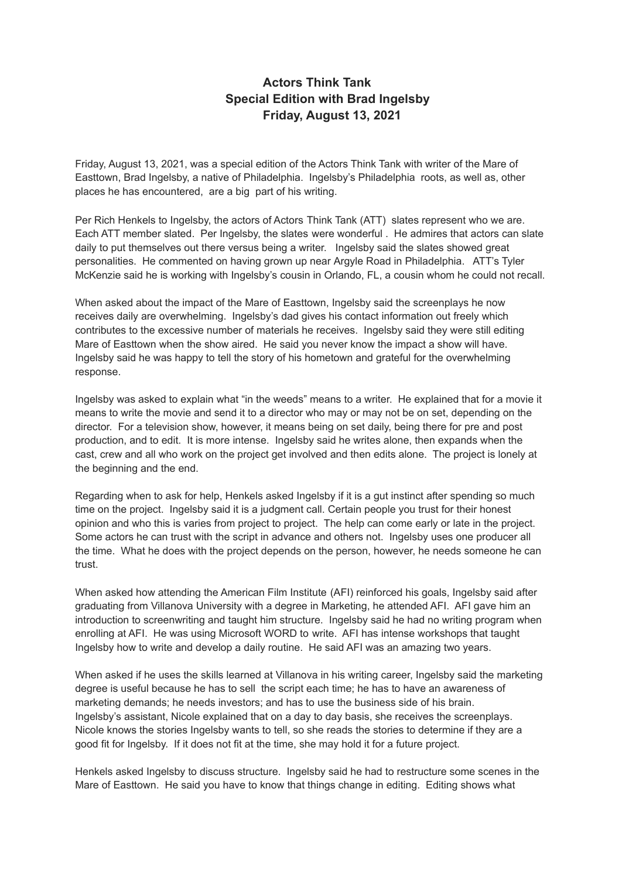# Actors Think Tank
# Special Edition with Brad Ingelsby
# Friday, August 13, 2021

Friday, August 13, 2021, was a special edition of the Actors Think Tank with writer of the Mare of Easttown, Brad Ingelsby, a native of Philadelphia. Ingelsby's Philadelphia roots, as well as, other places he has encountered, are a big part of his writing.

Per Rich Henkels to Ingelsby, the actors of Actors Think Tank (ATT) slates represent who we are. Each ATT member slated. Per Ingelsby, the slates were wonderful . He admires that actors can slate daily to put themselves out there versus being a writer. Ingelsby said the slates showed great personalities. He commented on having grown up near Argyle Road in Philadelphia. ATT's Tyler McKenzie said he is working with Ingelsby's cousin in Orlando, FL, a cousin whom he could not recall.

When asked about the impact of the Mare of Easttown, Ingelsby said the screenplays he now receives daily are overwhelming. Ingelsby's dad gives his contact information out freely which contributes to the excessive number of materials he receives. Ingelsby said they were still editing Mare of Easttown when the show aired. He said you never know the impact a show will have. Ingelsby said he was happy to tell the story of his hometown and grateful for the overwhelming response.

Ingelsby was asked to explain what "in the weeds" means to a writer. He explained that for a movie it means to write the movie and send it to a director who may or may not be on set, depending on the director. For a television show, however, it means being on set daily, being there for pre and post production, and to edit. It is more intense. Ingelsby said he writes alone, then expands when the cast, crew and all who work on the project get involved and then edits alone. The project is lonely at the beginning and the end.

Regarding when to ask for help, Henkels asked Ingelsby if it is a gut instinct after spending so much time on the project. Ingelsby said it is a judgment call. Certain people you trust for their honest opinion and who this is varies from project to project. The help can come early or late in the project. Some actors he can trust with the script in advance and others not. Ingelsby uses one producer all the time. What he does with the project depends on the person, however, he needs someone he can trust.

When asked how attending the American Film Institute (AFI) reinforced his goals, Ingelsby said after graduating from Villanova University with a degree in Marketing, he attended AFI. AFI gave him an introduction to screenwriting and taught him structure. Ingelsby said he had no writing program when enrolling at AFI. He was using Microsoft WORD to write. AFI has intense workshops that taught Ingelsby how to write and develop a daily routine. He said AFI was an amazing two years.

When asked if he uses the skills learned at Villanova in his writing career, Ingelsby said the marketing degree is useful because he has to sell the script each time; he has to have an awareness of marketing demands; he needs investors; and has to use the business side of his brain. Ingelsby's assistant, Nicole explained that on a day to day basis, she receives the screenplays. Nicole knows the stories Ingelsby wants to tell, so she reads the stories to determine if they are a good fit for Ingelsby. If it does not fit at the time, she may hold it for a future project.

Henkels asked Ingelsby to discuss structure. Ingelsby said he had to restructure some scenes in the Mare of Easttown. He said you have to know that things change in editing. Editing shows what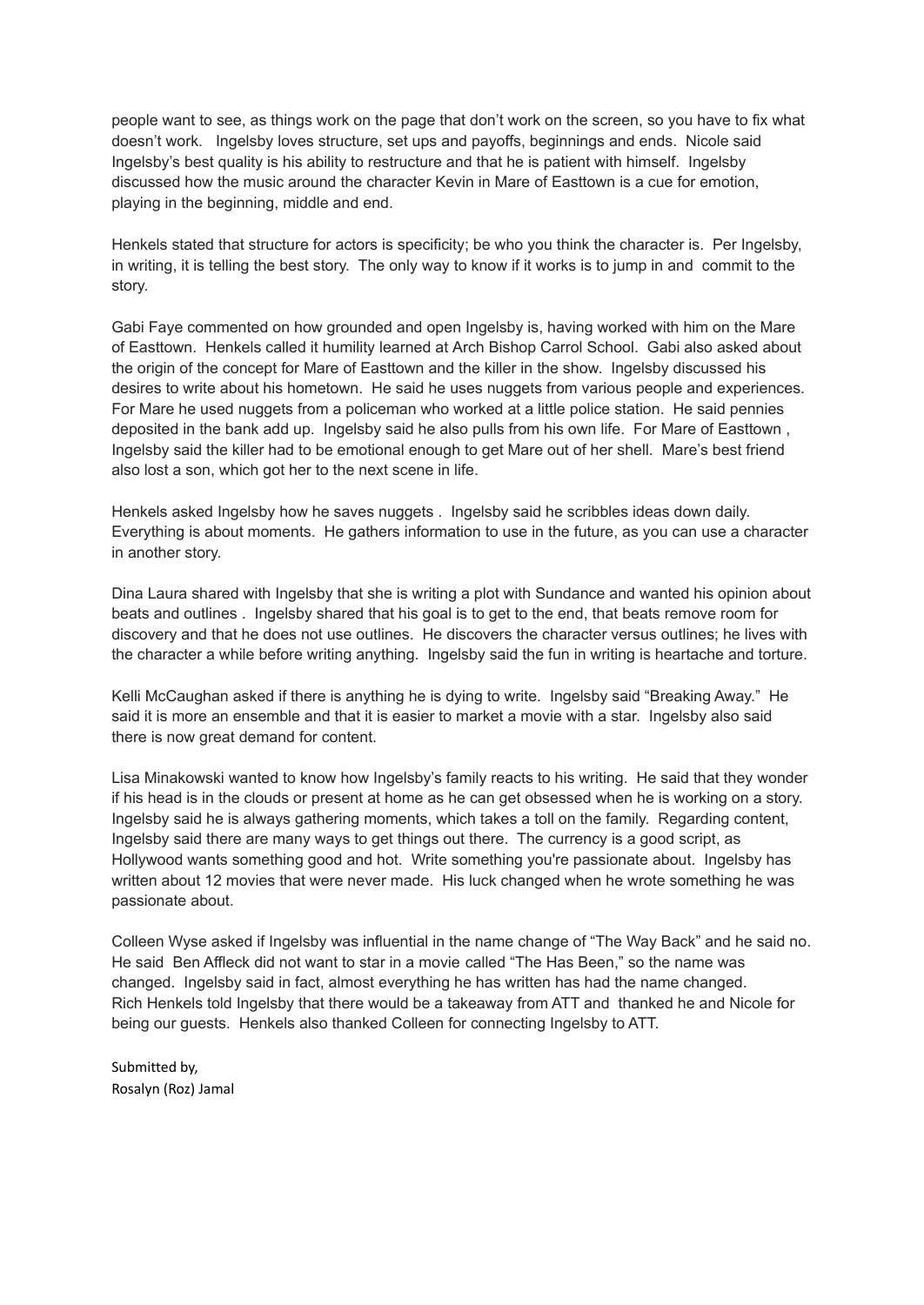people want to see, as things work on the page that don't work on the screen, so you have to fix what doesn't work. Ingelsby loves structure, set ups and payoffs, beginnings and ends. Nicole said Ingelsby's best quality is his ability to restructure and that he is patient with himself. Ingelsby discussed how the music around the character Kevin in Mare of Easttown is a cue for emotion, playing in the beginning, middle and end.

Henkels stated that structure for actors is specificity; be who you think the character is. Per Ingelsby, in writing, it is telling the best story. The only way to know if it works is to jump in and commit to the story.

Gabi Faye commented on how grounded and open Ingelsby is, having worked with him on the Mare of Easttown. Henkels called it humility learned at Arch Bishop Carrol School. Gabi also asked about the origin of the concept for Mare of Easttown and the killer in the show. Ingelsby discussed his desires to write about his hometown. He said he uses nuggets from various people and experiences. For Mare he used nuggets from a policeman who worked at a little police station. He said pennies deposited in the bank add up. Ingelsby said he also pulls from his own life. For Mare of Easttown , Ingelsby said the killer had to be emotional enough to get Mare out of her shell. Mare's best friend also lost a son, which got her to the next scene in life.

Henkels asked Ingelsby how he saves nuggets . Ingelsby said he scribbles ideas down daily. Everything is about moments. He gathers information to use in the future, as you can use a character in another story.

Dina Laura shared with Ingelsby that she is writing a plot with Sundance and wanted his opinion about beats and outlines . Ingelsby shared that his goal is to get to the end, that beats remove room for discovery and that he does not use outlines. He discovers the character versus outlines; he lives with the character a while before writing anything. Ingelsby said the fun in writing is heartache and torture.

Kelli McCaughan asked if there is anything he is dying to write. Ingelsby said "Breaking Away." He said it is more an ensemble and that it is easier to market a movie with a star. Ingelsby also said there is now great demand for content.

Lisa Minakowski wanted to know how Ingelsby's family reacts to his writing. He said that they wonder if his head is in the clouds or present at home as he can get obsessed when he is working on a story. Ingelsby said he is always gathering moments, which takes a toll on the family. Regarding content, Ingelsby said there are many ways to get things out there. The currency is a good script, as Hollywood wants something good and hot. Write something you're passionate about. Ingelsby has written about 12 movies that were never made. His luck changed when he wrote something he was passionate about.

Colleen Wyse asked if Ingelsby was influential in the name change of "The Way Back" and he said no. He said Ben Affleck did not want to star in a movie called "The Has Been," so the name was changed. Ingelsby said in fact, almost everything he has written has had the name changed. Rich Henkels told Ingelsby that there would be a takeaway from ATT and thanked he and Nicole for being our guests. Henkels also thanked Colleen for connecting Ingelsby to ATT.

Submitted by,
Rosalyn (Roz) Jamal